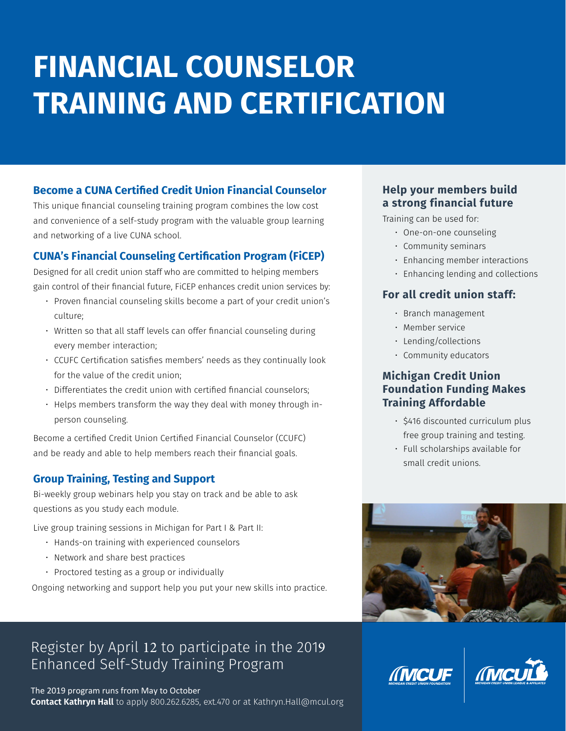# FINANCIAL COUNSELOR TRAINING AND CERTIFICATION

## Become a CUNA Certified Credit Union Financial Counselor

This unique financial counseling training program combines the low cost and convenience of a self-study program with the valuable group learning and networking of a live CUNA school.

## CUNA's Financial Counseling Certification Program (FiCEP)

Designed for all credit union staff who are committed to helping members gain control of their financial future, FiCEP enhances credit union services by:

- Proven financial counseling skills become a part of your credit union's culture;
- Written so that all staff levels can offer financial counseling during every member interaction;
- CCUFC Certification satisfies members' needs as they continually look for the value of the credit union;
- Differentiates the credit union with certified financial counselors;
- Helps members transform the way they deal with money through in-person counseling.

Become a certified Credit Union Certified Financial Counselor (CCUFC) and be ready and able to help members reach their financial goals.

## Group Training, Testing and Support

Bi-weekly group webinars help you stay on track and be able to ask questions as you study each module.

Live group training sessions in Michigan for Part I & Part II:

- Hands-on training with experienced counselors
- Network and share best practices
- Proctored testing as a group or individually

Ongoing networking and support help you put your new skills into practice.

## Help your members build a strong financial future

Training can be used for:

- One-on-one counseling
- Community seminars
- Enhancing member interactions
- Enhancing lending and collections

## For all credit union staff:

- Branch management
- Member service
- Lending/collections
- Community educators

## Michigan Credit Union Foundation Funding Makes Training Affordable

- $416 discounted curriculum plus free group training and testing.
- Full scholarships available for small credit unions.

Register by April 12 to participate in the 2019 Enhanced Self-Study Training Program

The 2019 program runs from May to October

**Contact Kathryn Hall** to apply 800.262.6285, ext.470 or at Kathryn.Hall@mcul.org

MCUF — MICHIGAN CREDIT UNION FOUNDATION

MCUL — MICHIGAN CREDIT UNION LEAGUE & AFFILIATES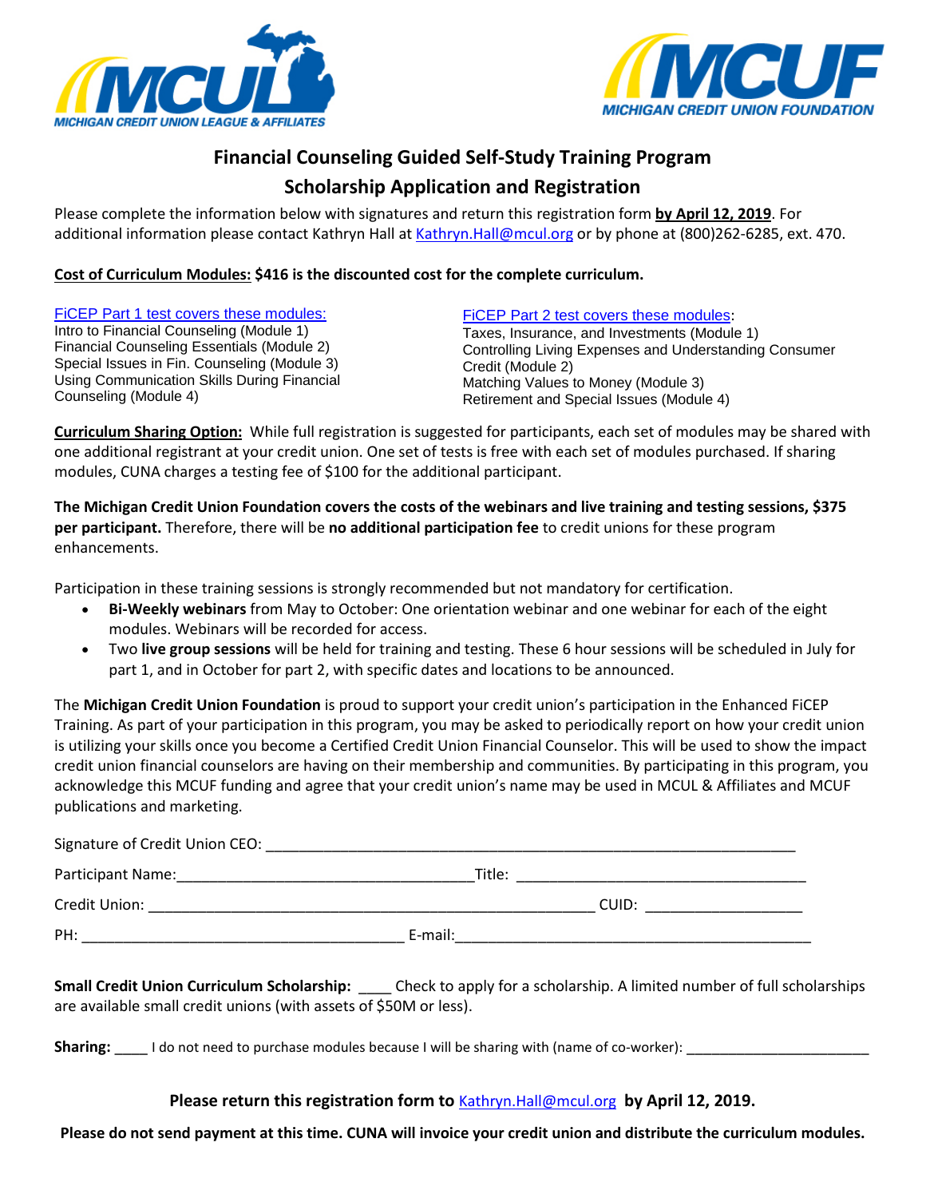# Financial Counseling Guided Self-Study Training Program

## Scholarship Application and Registration

Please complete the information below with signatures and return this registration form **by April 12, 2019**. For additional information please contact Kathryn Hall at Kathryn.Hall@mcul.org or by phone at (800)262-6285, ext. 470.

**Cost of Curriculum Modules: $416 is the discounted cost for the complete curriculum.**

FiCEP Part 1 test covers these modules:
Intro to Financial Counseling (Module 1)
Financial Counseling Essentials (Module 2)
Special Issues in Fin. Counseling (Module 3)
Using Communication Skills During Financial Counseling (Module 4)

FiCEP Part 2 test covers these modules:
Taxes, Insurance, and Investments (Module 1)
Controlling Living Expenses and Understanding Consumer Credit (Module 2)
Matching Values to Money (Module 3)
Retirement and Special Issues (Module 4)

**Curriculum Sharing Option:** While full registration is suggested for participants, each set of modules may be shared with one additional registrant at your credit union. One set of tests is free with each set of modules purchased. If sharing modules, CUNA charges a testing fee of $100 for the additional participant.

**The Michigan Credit Union Foundation covers the costs of the webinars and live training and testing sessions, $375 per participant.** Therefore, there will be **no additional participation fee** to credit unions for these program enhancements.

Participation in these training sessions is strongly recommended but not mandatory for certification.

- **Bi-Weekly webinars** from May to October: One orientation webinar and one webinar for each of the eight modules. Webinars will be recorded for access.
- Two **live group sessions** will be held for training and testing. These 6 hour sessions will be scheduled in July for part 1, and in October for part 2, with specific dates and locations to be announced.

The **Michigan Credit Union Foundation** is proud to support your credit union's participation in the Enhanced FiCEP Training. As part of your participation in this program, you may be asked to periodically report on how your credit union is utilizing your skills once you become a Certified Credit Union Financial Counselor. This will be used to show the impact credit union financial counselors are having on their membership and communities. By participating in this program, you acknowledge this MCUF funding and agree that your credit union's name may be used in MCUL & Affiliates and MCUF publications and marketing.

Signature of Credit Union CEO: ____________________________________________

Participant Name: ______________________ Title: ______________________

Credit Union: ____________________________________ CUID: ______________

PH: ______________________ E-mail: ______________________

**Small Credit Union Curriculum Scholarship:** ____ Check to apply for a scholarship. A limited number of full scholarships are available small credit unions (with assets of $50M or less).

**Sharing:** ____ I do not need to purchase modules because I will be sharing with (name of co-worker): ______________

**Please return this registration form to Kathryn.Hall@mcul.org by April 12, 2019.**

**Please do not send payment at this time. CUNA will invoice your credit union and distribute the curriculum modules.**